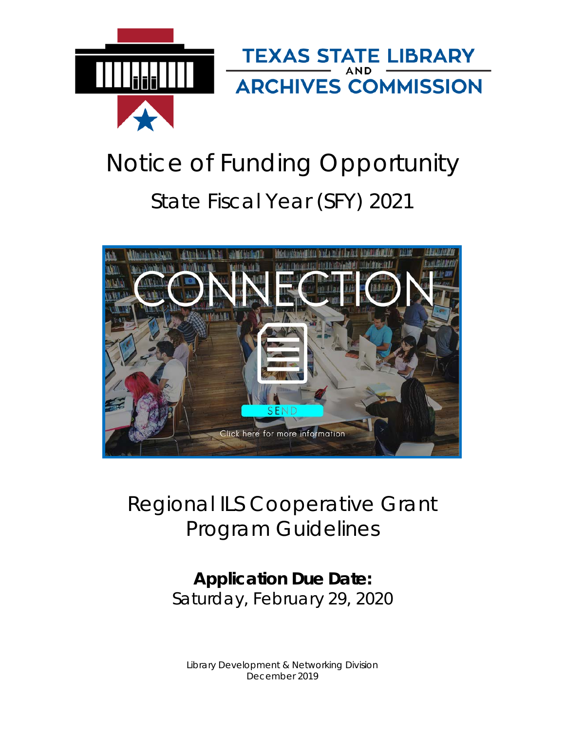TEXAS STATE LIBRARY AND ARCHIVES COMMISSION

# Notice of Funding Opportunity

## State Fiscal Year (SFY) 2021

# Regional ILS Cooperative Grant Program Guidelines

**Application Due Date:**
Saturday, February 29, 2020

Library Development & Networking Division
December 2019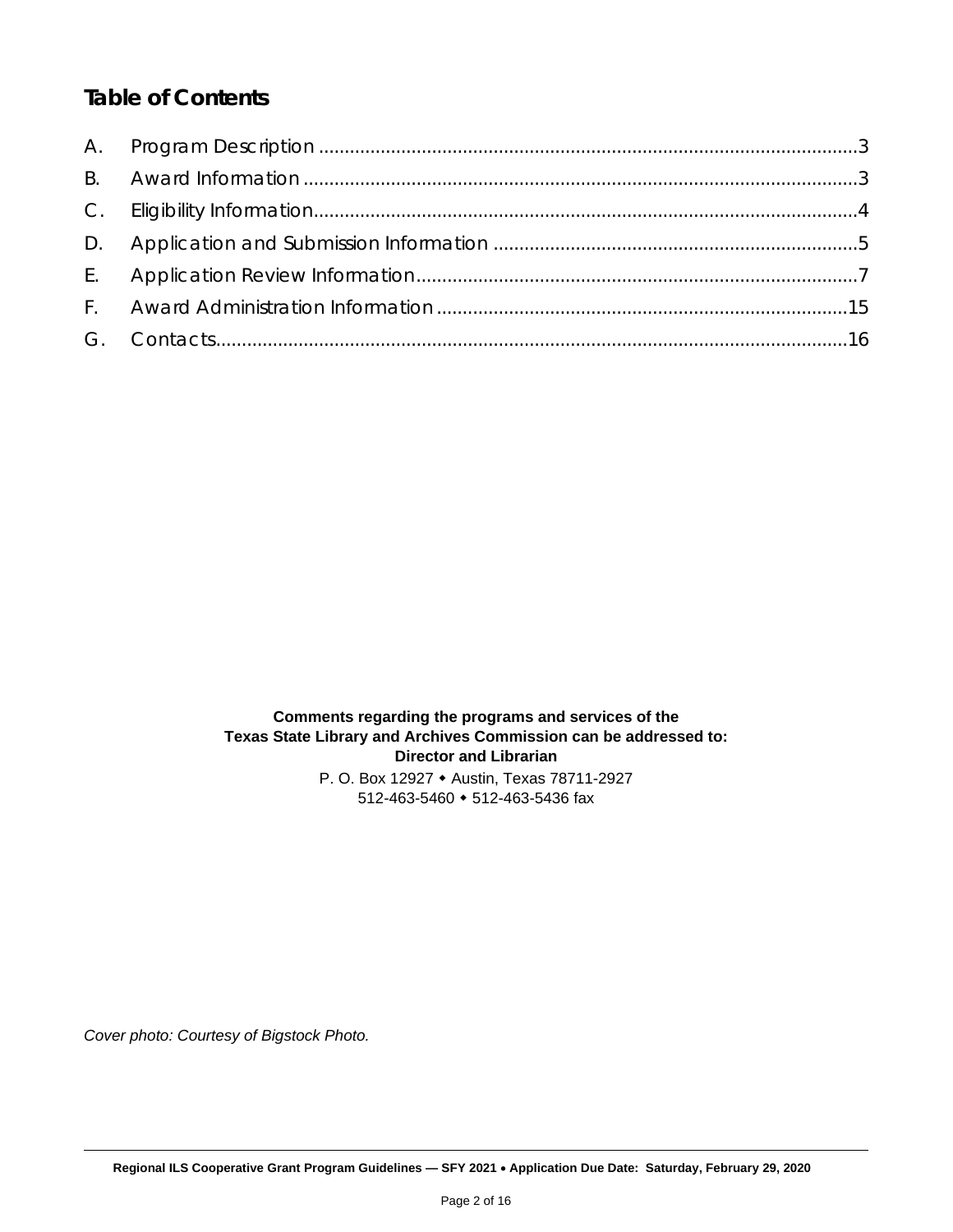## Table of Contents

A. Program Description ....................................................................................................3

B. Award Information .......................................................................................................3

C. Eligibility Information.....................................................................................................4

D. Application and Submission Information ......................................................................5

E. Application Review Information.....................................................................................7

F. Award Administration Information ...............................................................................15

G. Contacts.......................................................................................................................16

**Comments regarding the programs and services of the**
**Texas State Library and Archives Commission can be addressed to:**
**Director and Librarian**
P. O. Box 12927 ⬩ Austin, Texas 78711-2927
512-463-5460 ⬩ 512-463-5436 fax

*Cover photo: Courtesy of Bigstock Photo.*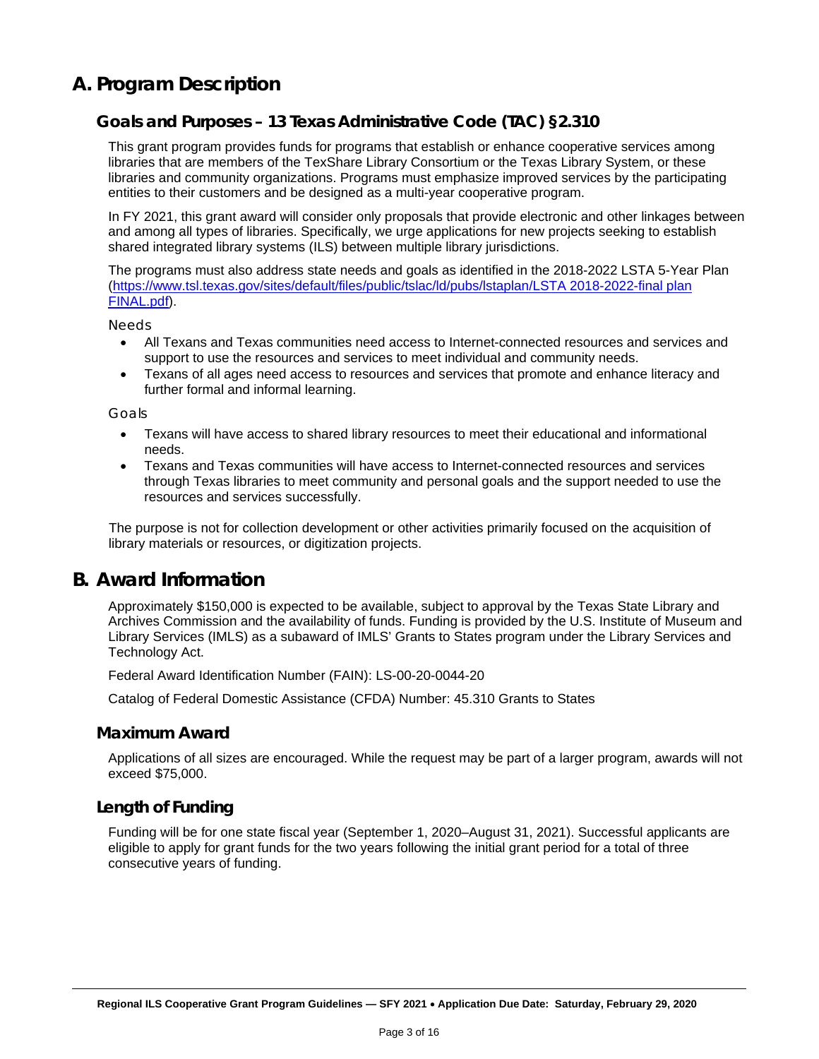# A. Program Description

## Goals and Purposes – 13 Texas Administrative Code (TAC) §2.310

This grant program provides funds for programs that establish or enhance cooperative services among libraries that are members of the TexShare Library Consortium or the Texas Library System, or these libraries and community organizations. Programs must emphasize improved services by the participating entities to their customers and be designed as a multi-year cooperative program.

In FY 2021, this grant award will consider only proposals that provide electronic and other linkages between and among all types of libraries. Specifically, we urge applications for new projects seeking to establish shared integrated library systems (ILS) between multiple library jurisdictions.

The programs must also address state needs and goals as identified in the 2018-2022 LSTA 5-Year Plan ([https://www.tsl.texas.gov/sites/default/files/public/tslac/ld/pubs/lstaplan/LSTA 2018-2022-final plan FINAL.pdf](https://www.tsl.texas.gov/sites/default/files/public/tslac/ld/pubs/lstaplan/LSTA 2018-2022-final plan FINAL.pdf)).

Needs

- All Texans and Texas communities need access to Internet-connected resources and services and support to use the resources and services to meet individual and community needs.
- Texans of all ages need access to resources and services that promote and enhance literacy and further formal and informal learning.

Goals

- Texans will have access to shared library resources to meet their educational and informational needs.
- Texans and Texas communities will have access to Internet-connected resources and services through Texas libraries to meet community and personal goals and the support needed to use the resources and services successfully.

The purpose is not for collection development or other activities primarily focused on the acquisition of library materials or resources, or digitization projects.

# B. Award Information

Approximately $150,000 is expected to be available, subject to approval by the Texas State Library and Archives Commission and the availability of funds. Funding is provided by the U.S. Institute of Museum and Library Services (IMLS) as a subaward of IMLS' Grants to States program under the Library Services and Technology Act.

Federal Award Identification Number (FAIN): LS-00-20-0044-20

Catalog of Federal Domestic Assistance (CFDA) Number: 45.310 Grants to States

## Maximum Award

Applications of all sizes are encouraged. While the request may be part of a larger program, awards will not exceed $75,000.

## Length of Funding

Funding will be for one state fiscal year (September 1, 2020–August 31, 2021). Successful applicants are eligible to apply for grant funds for the two years following the initial grant period for a total of three consecutive years of funding.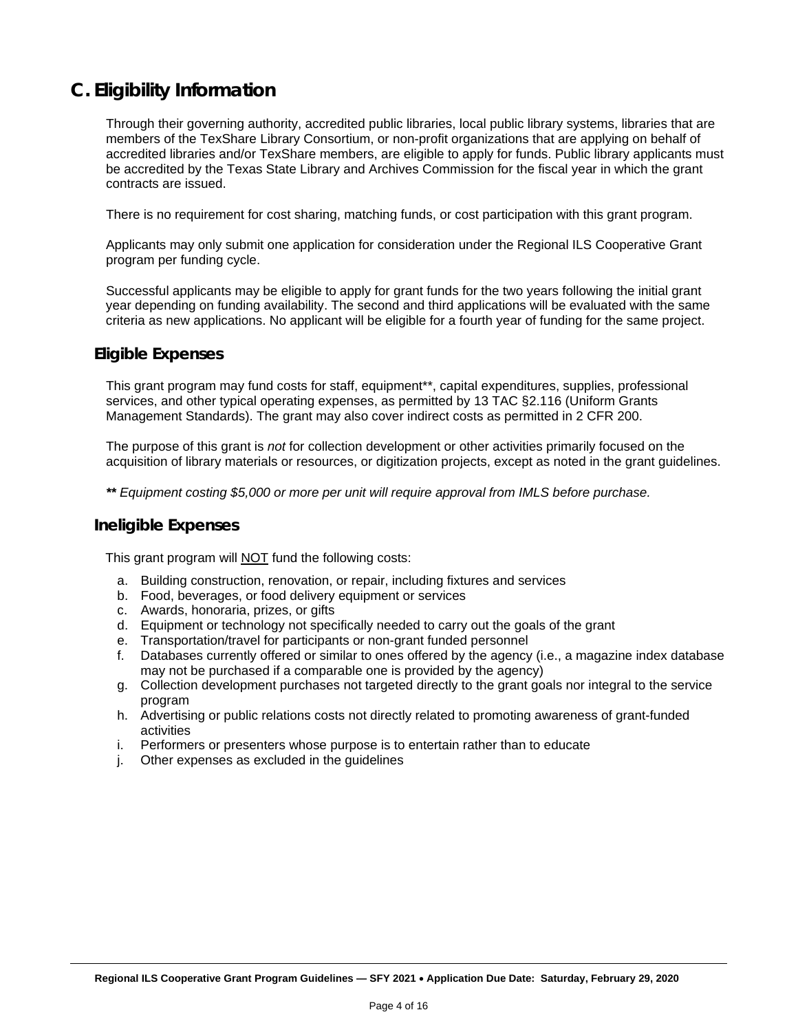## C. Eligibility Information

Through their governing authority, accredited public libraries, local public library systems, libraries that are members of the TexShare Library Consortium, or non-profit organizations that are applying on behalf of accredited libraries and/or TexShare members, are eligible to apply for funds. Public library applicants must be accredited by the Texas State Library and Archives Commission for the fiscal year in which the grant contracts are issued.

There is no requirement for cost sharing, matching funds, or cost participation with this grant program.

Applicants may only submit one application for consideration under the Regional ILS Cooperative Grant program per funding cycle.

Successful applicants may be eligible to apply for grant funds for the two years following the initial grant year depending on funding availability. The second and third applications will be evaluated with the same criteria as new applications. No applicant will be eligible for a fourth year of funding for the same project.

### Eligible Expenses

This grant program may fund costs for staff, equipment**, capital expenditures, supplies, professional services, and other typical operating expenses, as permitted by 13 TAC §2.116 (Uniform Grants Management Standards). The grant may also cover indirect costs as permitted in 2 CFR 200.

The purpose of this grant is *not* for collection development or other activities primarily focused on the acquisition of library materials or resources, or digitization projects, except as noted in the grant guidelines.

**\*\*** *Equipment costing $5,000 or more per unit will require approval from IMLS before purchase.*

### Ineligible Expenses

This grant program will NOT fund the following costs:

a. Building construction, renovation, or repair, including fixtures and services
b. Food, beverages, or food delivery equipment or services
c. Awards, honoraria, prizes, or gifts
d. Equipment or technology not specifically needed to carry out the goals of the grant
e. Transportation/travel for participants or non-grant funded personnel
f. Databases currently offered or similar to ones offered by the agency (i.e., a magazine index database may not be purchased if a comparable one is provided by the agency)
g. Collection development purchases not targeted directly to the grant goals nor integral to the service program
h. Advertising or public relations costs not directly related to promoting awareness of grant-funded activities
i. Performers or presenters whose purpose is to entertain rather than to educate
j. Other expenses as excluded in the guidelines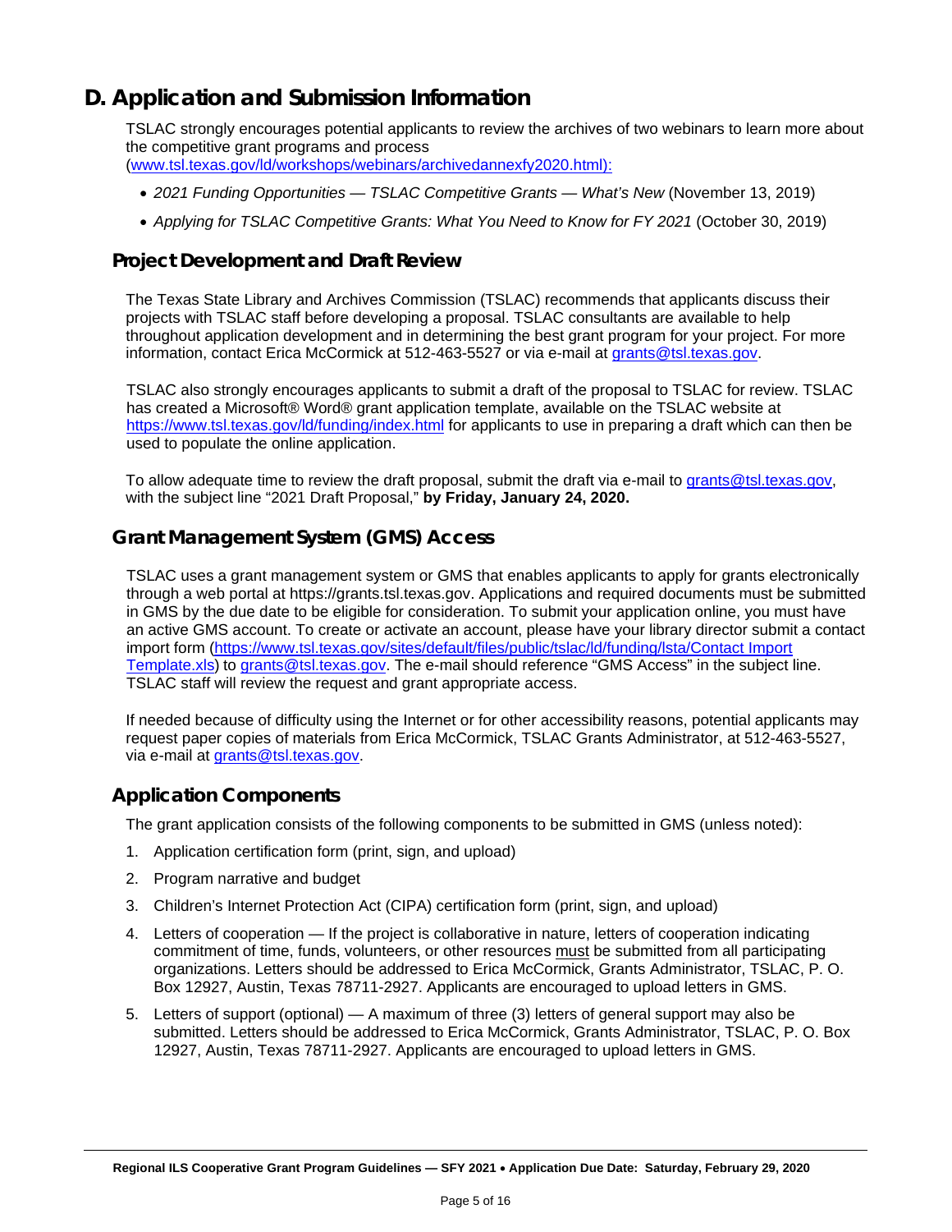## D. Application and Submission Information

TSLAC strongly encourages potential applicants to review the archives of two webinars to learn more about the competitive grant programs and process (www.tsl.texas.gov/ld/workshops/webinars/archivedannexfy2020.html):

- *2021 Funding Opportunities — TSLAC Competitive Grants — What's New* (November 13, 2019)
- *Applying for TSLAC Competitive Grants: What You Need to Know for FY 2021* (October 30, 2019)

### Project Development and Draft Review

The Texas State Library and Archives Commission (TSLAC) recommends that applicants discuss their projects with TSLAC staff before developing a proposal. TSLAC consultants are available to help throughout application development and in determining the best grant program for your project. For more information, contact Erica McCormick at 512-463-5527 or via e-mail at grants@tsl.texas.gov.

TSLAC also strongly encourages applicants to submit a draft of the proposal to TSLAC for review. TSLAC has created a Microsoft® Word® grant application template, available on the TSLAC website at https://www.tsl.texas.gov/ld/funding/index.html for applicants to use in preparing a draft which can then be used to populate the online application.

To allow adequate time to review the draft proposal, submit the draft via e-mail to grants@tsl.texas.gov, with the subject line "2021 Draft Proposal," **by Friday, January 24, 2020.**

### Grant Management System (GMS) Access

TSLAC uses a grant management system or GMS that enables applicants to apply for grants electronically through a web portal at https://grants.tsl.texas.gov. Applications and required documents must be submitted in GMS by the due date to be eligible for consideration. To submit your application online, you must have an active GMS account. To create or activate an account, please have your library director submit a contact import form (https://www.tsl.texas.gov/sites/default/files/public/tslac/ld/funding/lsta/Contact Import Template.xls) to grants@tsl.texas.gov. The e-mail should reference "GMS Access" in the subject line. TSLAC staff will review the request and grant appropriate access.

If needed because of difficulty using the Internet or for other accessibility reasons, potential applicants may request paper copies of materials from Erica McCormick, TSLAC Grants Administrator, at 512-463-5527, via e-mail at grants@tsl.texas.gov.

### Application Components

The grant application consists of the following components to be submitted in GMS (unless noted):

1. Application certification form (print, sign, and upload)
2. Program narrative and budget
3. Children's Internet Protection Act (CIPA) certification form (print, sign, and upload)
4. Letters of cooperation — If the project is collaborative in nature, letters of cooperation indicating commitment of time, funds, volunteers, or other resources must be submitted from all participating organizations. Letters should be addressed to Erica McCormick, Grants Administrator, TSLAC, P. O. Box 12927, Austin, Texas 78711-2927. Applicants are encouraged to upload letters in GMS.
5. Letters of support (optional) — A maximum of three (3) letters of general support may also be submitted. Letters should be addressed to Erica McCormick, Grants Administrator, TSLAC, P. O. Box 12927, Austin, Texas 78711-2927. Applicants are encouraged to upload letters in GMS.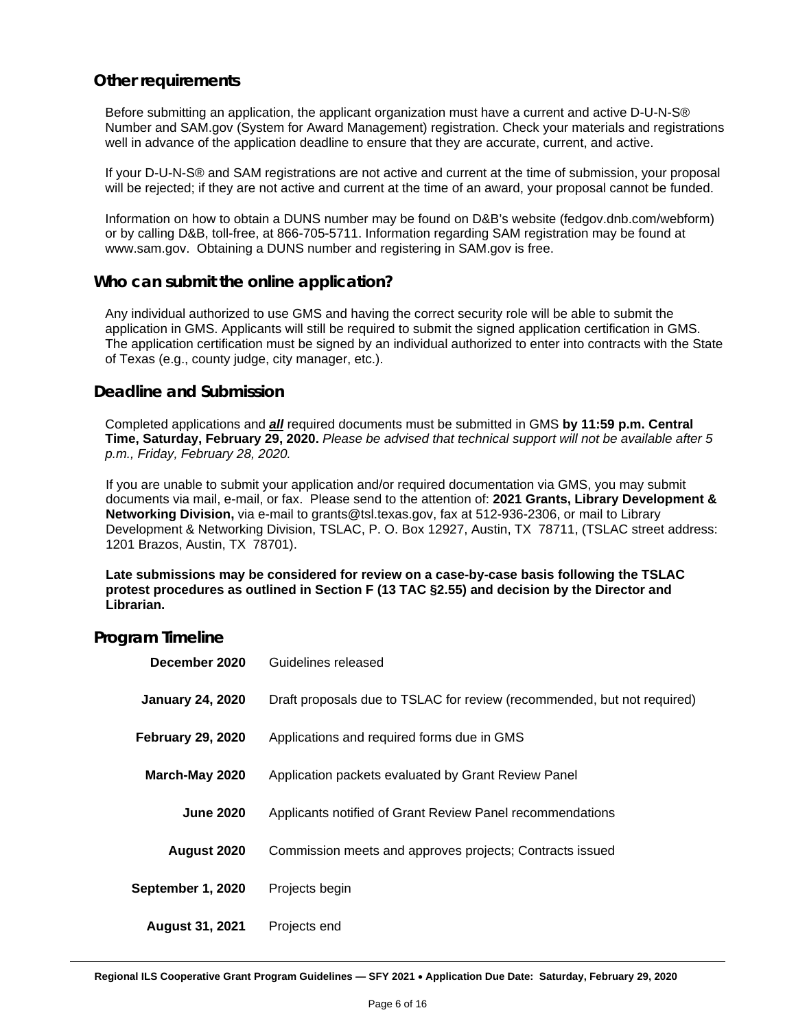## Other requirements

Before submitting an application, the applicant organization must have a current and active D-U-N-S® Number and SAM.gov (System for Award Management) registration. Check your materials and registrations well in advance of the application deadline to ensure that they are accurate, current, and active.

If your D-U-N-S® and SAM registrations are not active and current at the time of submission, your proposal will be rejected; if they are not active and current at the time of an award, your proposal cannot be funded.

Information on how to obtain a DUNS number may be found on D&B's website (fedgov.dnb.com/webform) or by calling D&B, toll-free, at 866-705-5711. Information regarding SAM registration may be found at www.sam.gov. Obtaining a DUNS number and registering in SAM.gov is free.

## Who can submit the online application?

Any individual authorized to use GMS and having the correct security role will be able to submit the application in GMS. Applicants will still be required to submit the signed application certification in GMS. The application certification must be signed by an individual authorized to enter into contracts with the State of Texas (e.g., county judge, city manager, etc.).

## Deadline and Submission

Completed applications and ***all*** required documents must be submitted in GMS **by 11:59 p.m. Central Time, Saturday, February 29, 2020.** *Please be advised that technical support will not be available after 5 p.m., Friday, February 28, 2020.*

If you are unable to submit your application and/or required documentation via GMS, you may submit documents via mail, e-mail, or fax. Please send to the attention of: **2021 Grants, Library Development & Networking Division,** via e-mail to grants@tsl.texas.gov, fax at 512-936-2306, or mail to Library Development & Networking Division, TSLAC, P. O. Box 12927, Austin, TX 78711, (TSLAC street address: 1201 Brazos, Austin, TX 78701).

**Late submissions may be considered for review on a case-by-case basis following the TSLAC protest procedures as outlined in Section F (13 TAC §2.55) and decision by the Director and Librarian.**

## Program Timeline

| | |
|---|---|
| **December 2020** | Guidelines released |
| **January 24, 2020** | Draft proposals due to TSLAC for review (recommended, but not required) |
| **February 29, 2020** | Applications and required forms due in GMS |
| **March-May 2020** | Application packets evaluated by Grant Review Panel |
| **June 2020** | Applicants notified of Grant Review Panel recommendations |
| **August 2020** | Commission meets and approves projects; Contracts issued |
| **September 1, 2020** | Projects begin |
| **August 31, 2021** | Projects end |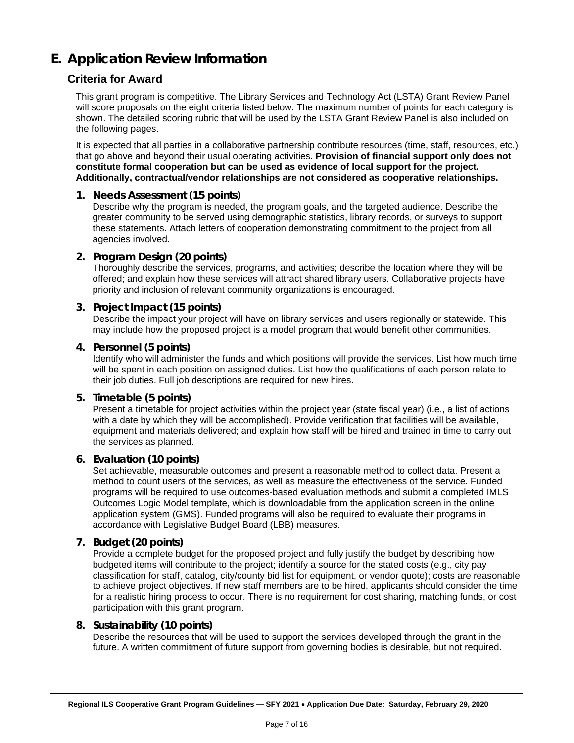# E. Application Review Information

## Criteria for Award

This grant program is competitive. The Library Services and Technology Act (LSTA) Grant Review Panel will score proposals on the eight criteria listed below. The maximum number of points for each category is shown. The detailed scoring rubric that will be used by the LSTA Grant Review Panel is also included on the following pages.

It is expected that all parties in a collaborative partnership contribute resources (time, staff, resources, etc.) that go above and beyond their usual operating activities. **Provision of financial support only does not constitute formal cooperation but can be used as evidence of local support for the project. Additionally, contractual/vendor relationships are not considered as cooperative relationships.**

### 1. Needs Assessment (15 points)

Describe why the program is needed, the program goals, and the targeted audience. Describe the greater community to be served using demographic statistics, library records, or surveys to support these statements. Attach letters of cooperation demonstrating commitment to the project from all agencies involved.

### 2. Program Design (20 points)

Thoroughly describe the services, programs, and activities; describe the location where they will be offered; and explain how these services will attract shared library users. Collaborative projects have priority and inclusion of relevant community organizations is encouraged.

### 3. Project Impact (15 points)

Describe the impact your project will have on library services and users regionally or statewide. This may include how the proposed project is a model program that would benefit other communities.

### 4. Personnel (5 points)

Identify who will administer the funds and which positions will provide the services. List how much time will be spent in each position on assigned duties. List how the qualifications of each person relate to their job duties. Full job descriptions are required for new hires.

### 5. Timetable (5 points)

Present a timetable for project activities within the project year (state fiscal year) (i.e., a list of actions with a date by which they will be accomplished). Provide verification that facilities will be available, equipment and materials delivered; and explain how staff will be hired and trained in time to carry out the services as planned.

### 6. Evaluation (10 points)

Set achievable, measurable outcomes and present a reasonable method to collect data. Present a method to count users of the services, as well as measure the effectiveness of the service. Funded programs will be required to use outcomes-based evaluation methods and submit a completed IMLS Outcomes Logic Model template, which is downloadable from the application screen in the online application system (GMS). Funded programs will also be required to evaluate their programs in accordance with Legislative Budget Board (LBB) measures.

### 7. Budget (20 points)

Provide a complete budget for the proposed project and fully justify the budget by describing how budgeted items will contribute to the project; identify a source for the stated costs (e.g., city pay classification for staff, catalog, city/county bid list for equipment, or vendor quote); costs are reasonable to achieve project objectives. If new staff members are to be hired, applicants should consider the time for a realistic hiring process to occur. There is no requirement for cost sharing, matching funds, or cost participation with this grant program.

### 8. Sustainability (10 points)

Describe the resources that will be used to support the services developed through the grant in the future. A written commitment of future support from governing bodies is desirable, but not required.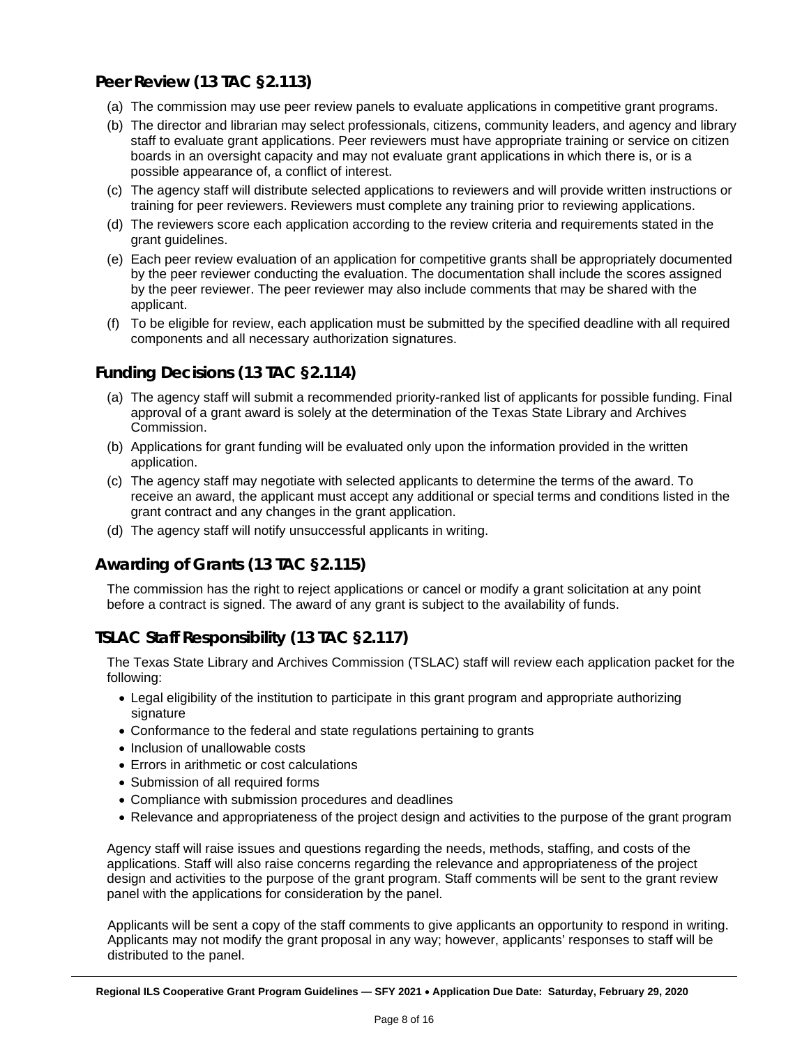## Peer Review (13 TAC §2.113)

(a) The commission may use peer review panels to evaluate applications in competitive grant programs.

(b) The director and librarian may select professionals, citizens, community leaders, and agency and library staff to evaluate grant applications. Peer reviewers must have appropriate training or service on citizen boards in an oversight capacity and may not evaluate grant applications in which there is, or is a possible appearance of, a conflict of interest.

(c) The agency staff will distribute selected applications to reviewers and will provide written instructions or training for peer reviewers. Reviewers must complete any training prior to reviewing applications.

(d) The reviewers score each application according to the review criteria and requirements stated in the grant guidelines.

(e) Each peer review evaluation of an application for competitive grants shall be appropriately documented by the peer reviewer conducting the evaluation. The documentation shall include the scores assigned by the peer reviewer. The peer reviewer may also include comments that may be shared with the applicant.

(f) To be eligible for review, each application must be submitted by the specified deadline with all required components and all necessary authorization signatures.

## Funding Decisions (13 TAC §2.114)

(a) The agency staff will submit a recommended priority-ranked list of applicants for possible funding. Final approval of a grant award is solely at the determination of the Texas State Library and Archives Commission.

(b) Applications for grant funding will be evaluated only upon the information provided in the written application.

(c) The agency staff may negotiate with selected applicants to determine the terms of the award. To receive an award, the applicant must accept any additional or special terms and conditions listed in the grant contract and any changes in the grant application.

(d) The agency staff will notify unsuccessful applicants in writing.

## Awarding of Grants (13 TAC §2.115)

The commission has the right to reject applications or cancel or modify a grant solicitation at any point before a contract is signed. The award of any grant is subject to the availability of funds.

## TSLAC Staff Responsibility (13 TAC §2.117)

The Texas State Library and Archives Commission (TSLAC) staff will review each application packet for the following:

- Legal eligibility of the institution to participate in this grant program and appropriate authorizing signature
- Conformance to the federal and state regulations pertaining to grants
- Inclusion of unallowable costs
- Errors in arithmetic or cost calculations
- Submission of all required forms
- Compliance with submission procedures and deadlines
- Relevance and appropriateness of the project design and activities to the purpose of the grant program

Agency staff will raise issues and questions regarding the needs, methods, staffing, and costs of the applications. Staff will also raise concerns regarding the relevance and appropriateness of the project design and activities to the purpose of the grant program. Staff comments will be sent to the grant review panel with the applications for consideration by the panel.

Applicants will be sent a copy of the staff comments to give applicants an opportunity to respond in writing. Applicants may not modify the grant proposal in any way; however, applicants' responses to staff will be distributed to the panel.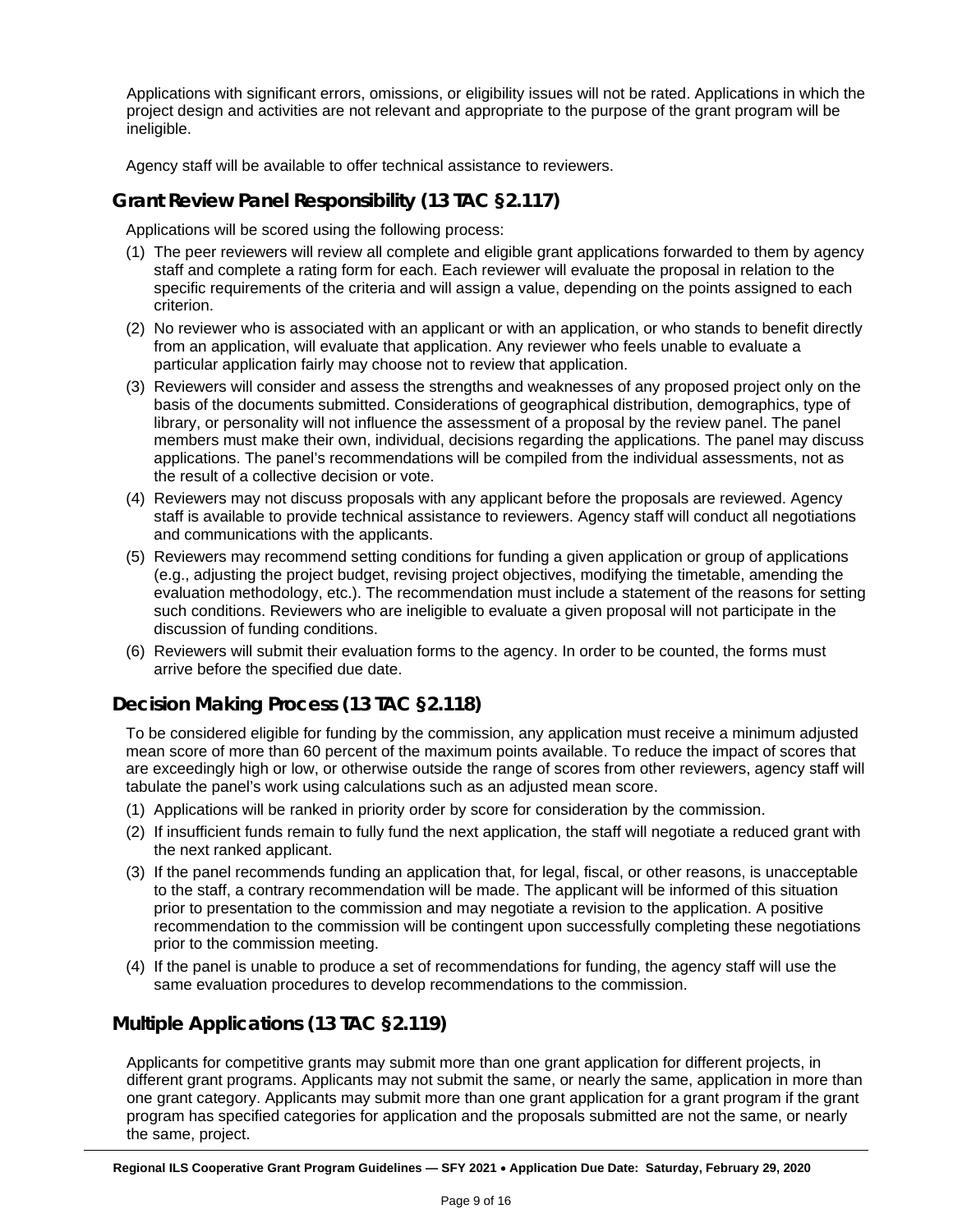Applications with significant errors, omissions, or eligibility issues will not be rated. Applications in which the project design and activities are not relevant and appropriate to the purpose of the grant program will be ineligible.

Agency staff will be available to offer technical assistance to reviewers.

## Grant Review Panel Responsibility (13 TAC §2.117)

Applications will be scored using the following process:

(1) The peer reviewers will review all complete and eligible grant applications forwarded to them by agency staff and complete a rating form for each. Each reviewer will evaluate the proposal in relation to the specific requirements of the criteria and will assign a value, depending on the points assigned to each criterion.

(2) No reviewer who is associated with an applicant or with an application, or who stands to benefit directly from an application, will evaluate that application. Any reviewer who feels unable to evaluate a particular application fairly may choose not to review that application.

(3) Reviewers will consider and assess the strengths and weaknesses of any proposed project only on the basis of the documents submitted. Considerations of geographical distribution, demographics, type of library, or personality will not influence the assessment of a proposal by the review panel. The panel members must make their own, individual, decisions regarding the applications. The panel may discuss applications. The panel's recommendations will be compiled from the individual assessments, not as the result of a collective decision or vote.

(4) Reviewers may not discuss proposals with any applicant before the proposals are reviewed. Agency staff is available to provide technical assistance to reviewers. Agency staff will conduct all negotiations and communications with the applicants.

(5) Reviewers may recommend setting conditions for funding a given application or group of applications (e.g., adjusting the project budget, revising project objectives, modifying the timetable, amending the evaluation methodology, etc.). The recommendation must include a statement of the reasons for setting such conditions. Reviewers who are ineligible to evaluate a given proposal will not participate in the discussion of funding conditions.

(6) Reviewers will submit their evaluation forms to the agency. In order to be counted, the forms must arrive before the specified due date.

## Decision Making Process (13 TAC §2.118)

To be considered eligible for funding by the commission, any application must receive a minimum adjusted mean score of more than 60 percent of the maximum points available. To reduce the impact of scores that are exceedingly high or low, or otherwise outside the range of scores from other reviewers, agency staff will tabulate the panel's work using calculations such as an adjusted mean score.

(1) Applications will be ranked in priority order by score for consideration by the commission.

(2) If insufficient funds remain to fully fund the next application, the staff will negotiate a reduced grant with the next ranked applicant.

(3) If the panel recommends funding an application that, for legal, fiscal, or other reasons, is unacceptable to the staff, a contrary recommendation will be made. The applicant will be informed of this situation prior to presentation to the commission and may negotiate a revision to the application. A positive recommendation to the commission will be contingent upon successfully completing these negotiations prior to the commission meeting.

(4) If the panel is unable to produce a set of recommendations for funding, the agency staff will use the same evaluation procedures to develop recommendations to the commission.

## Multiple Applications (13 TAC §2.119)

Applicants for competitive grants may submit more than one grant application for different projects, in different grant programs. Applicants may not submit the same, or nearly the same, application in more than one grant category. Applicants may submit more than one grant application for a grant program if the grant program has specified categories for application and the proposals submitted are not the same, or nearly the same, project.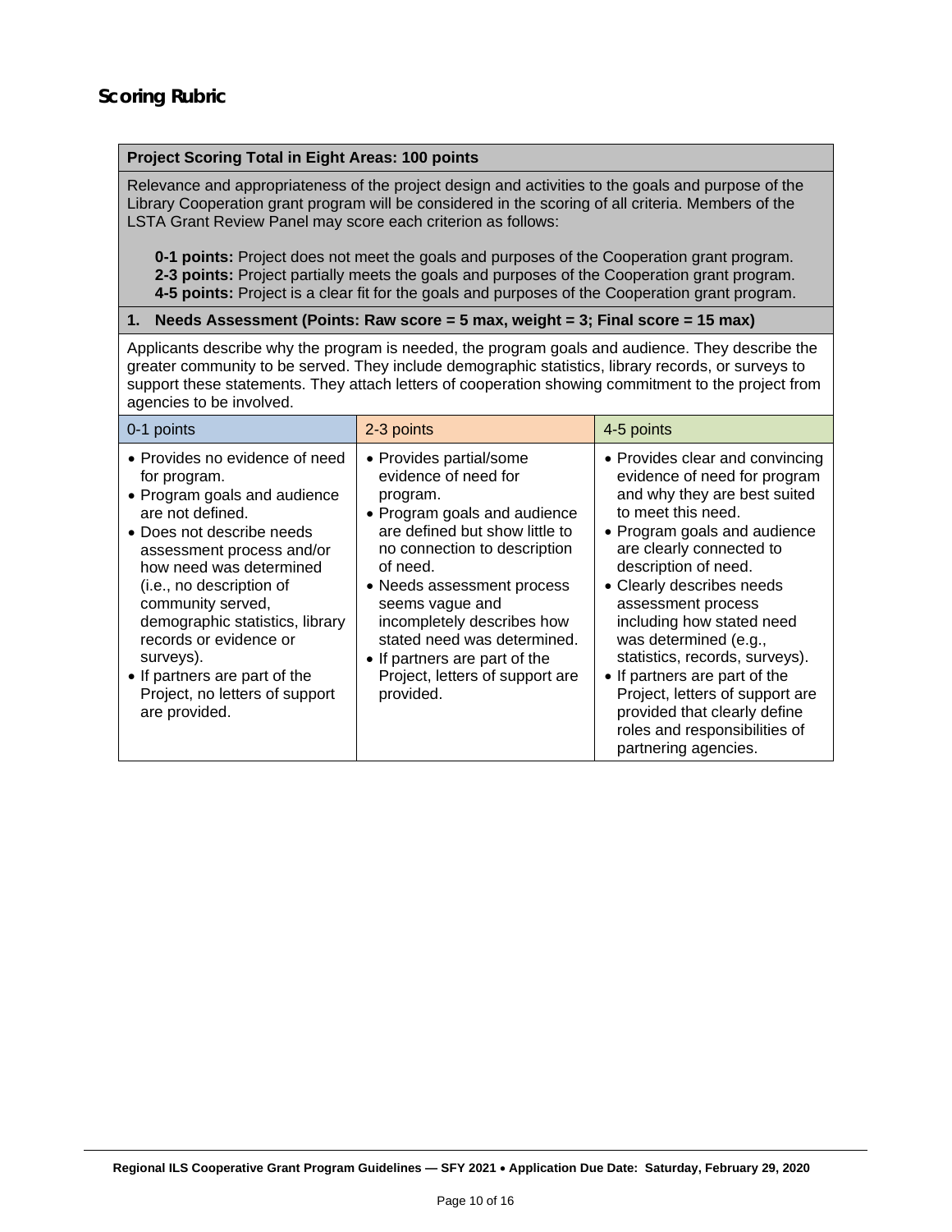## Scoring Rubric

**Project Scoring Total in Eight Areas: 100 points**

Relevance and appropriateness of the project design and activities to the goals and purpose of the Library Cooperation grant program will be considered in the scoring of all criteria. Members of the LSTA Grant Review Panel may score each criterion as follows:

- **0-1 points:** Project does not meet the goals and purposes of the Cooperation grant program.
- **2-3 points:** Project partially meets the goals and purposes of the Cooperation grant program.
- **4-5 points:** Project is a clear fit for the goals and purposes of the Cooperation grant program.

**1. Needs Assessment (Points: Raw score = 5 max, weight = 3; Final score = 15 max)**

Applicants describe why the program is needed, the program goals and audience. They describe the greater community to be served. They include demographic statistics, library records, or surveys to support these statements. They attach letters of cooperation showing commitment to the project from agencies to be involved.

| 0-1 points | 2-3 points | 4-5 points |
|---|---|---|
| • Provides no evidence of need for program.<br>• Program goals and audience are not defined.<br>• Does not describe needs assessment process and/or how need was determined (i.e., no description of community served, demographic statistics, library records or evidence or surveys).<br>• If partners are part of the Project, no letters of support are provided. | • Provides partial/some evidence of need for program.<br>• Program goals and audience are defined but show little to no connection to description of need.<br>• Needs assessment process seems vague and incompletely describes how stated need was determined.<br>• If partners are part of the Project, letters of support are provided. | • Provides clear and convincing evidence of need for program and why they are best suited to meet this need.<br>• Program goals and audience are clearly connected to description of need.<br>• Clearly describes needs assessment process including how stated need was determined (e.g., statistics, records, surveys).<br>• If partners are part of the Project, letters of support are provided that clearly define roles and responsibilities of partnering agencies. |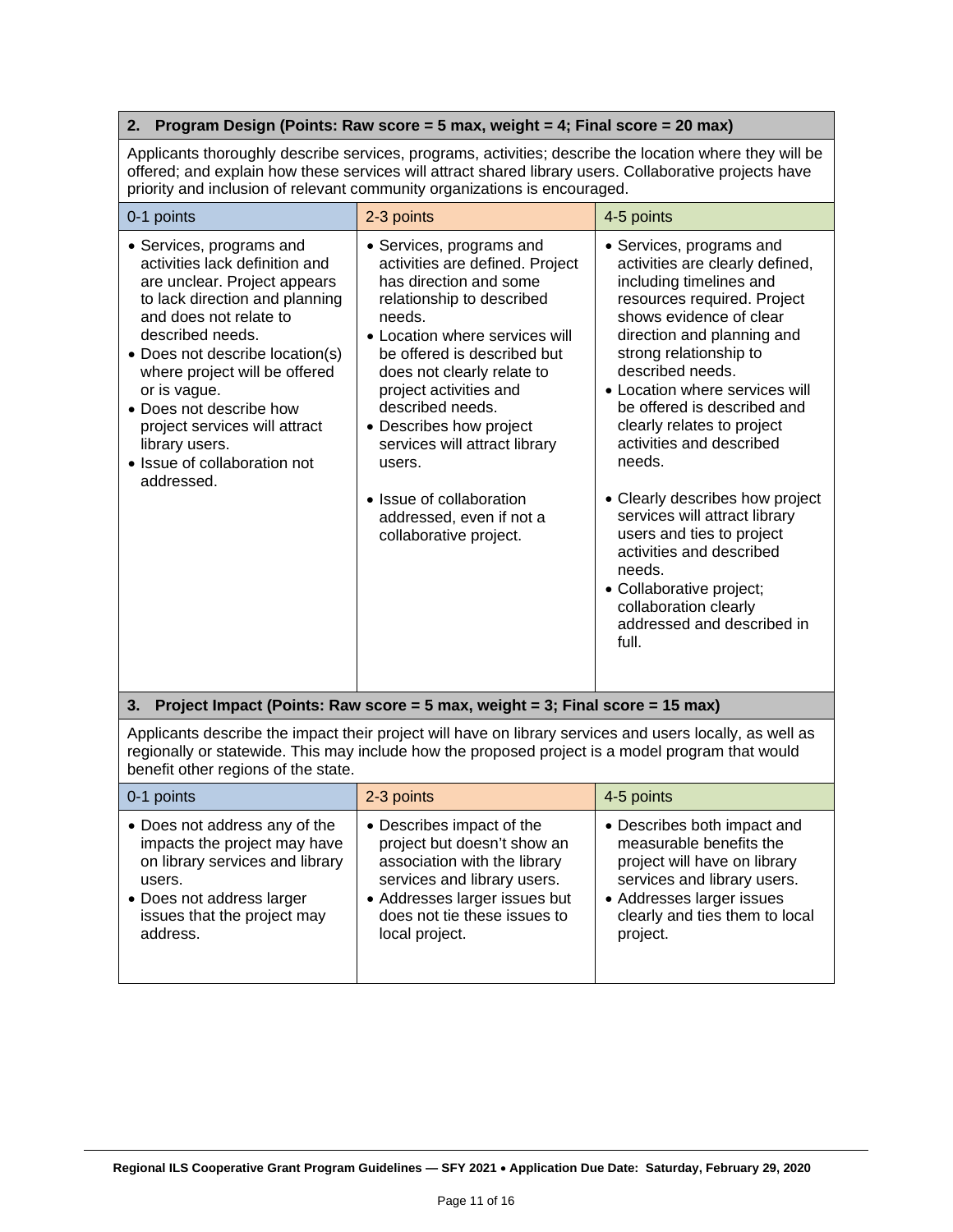### 2. Program Design (Points: Raw score = 5 max, weight = 4; Final score = 20 max)

Applicants thoroughly describe services, programs, activities; describe the location where they will be offered; and explain how these services will attract shared library users. Collaborative projects have priority and inclusion of relevant community organizations is encouraged.

| 0-1 points | 2-3 points | 4-5 points |
| --- | --- | --- |
| • Services, programs and activities lack definition and are unclear. Project appears to lack direction and planning and does not relate to described needs.<br>• Does not describe location(s) where project will be offered or is vague.<br>• Does not describe how project services will attract library users.<br>• Issue of collaboration not addressed. | • Services, programs and activities are defined. Project has direction and some relationship to described needs.<br>• Location where services will be offered is described but does not clearly relate to project activities and described needs.<br>• Describes how project services will attract library users.<br>• Issue of collaboration addressed, even if not a collaborative project. | • Services, programs and activities are clearly defined, including timelines and resources required. Project shows evidence of clear direction and planning and strong relationship to described needs.<br>• Location where services will be offered is described and clearly relates to project activities and described needs.<br>• Clearly describes how project services will attract library users and ties to project activities and described needs.<br>• Collaborative project; collaboration clearly addressed and described in full. |

### 3. Project Impact (Points: Raw score = 5 max, weight = 3; Final score = 15 max)

Applicants describe the impact their project will have on library services and users locally, as well as regionally or statewide. This may include how the proposed project is a model program that would benefit other regions of the state.

| 0-1 points | 2-3 points | 4-5 points |
| --- | --- | --- |
| • Does not address any of the impacts the project may have on library services and library users.<br>• Does not address larger issues that the project may address. | • Describes impact of the project but doesn't show an association with the library services and library users.<br>• Addresses larger issues but does not tie these issues to local project. | • Describes both impact and measurable benefits the project will have on library services and library users.<br>• Addresses larger issues clearly and ties them to local project. |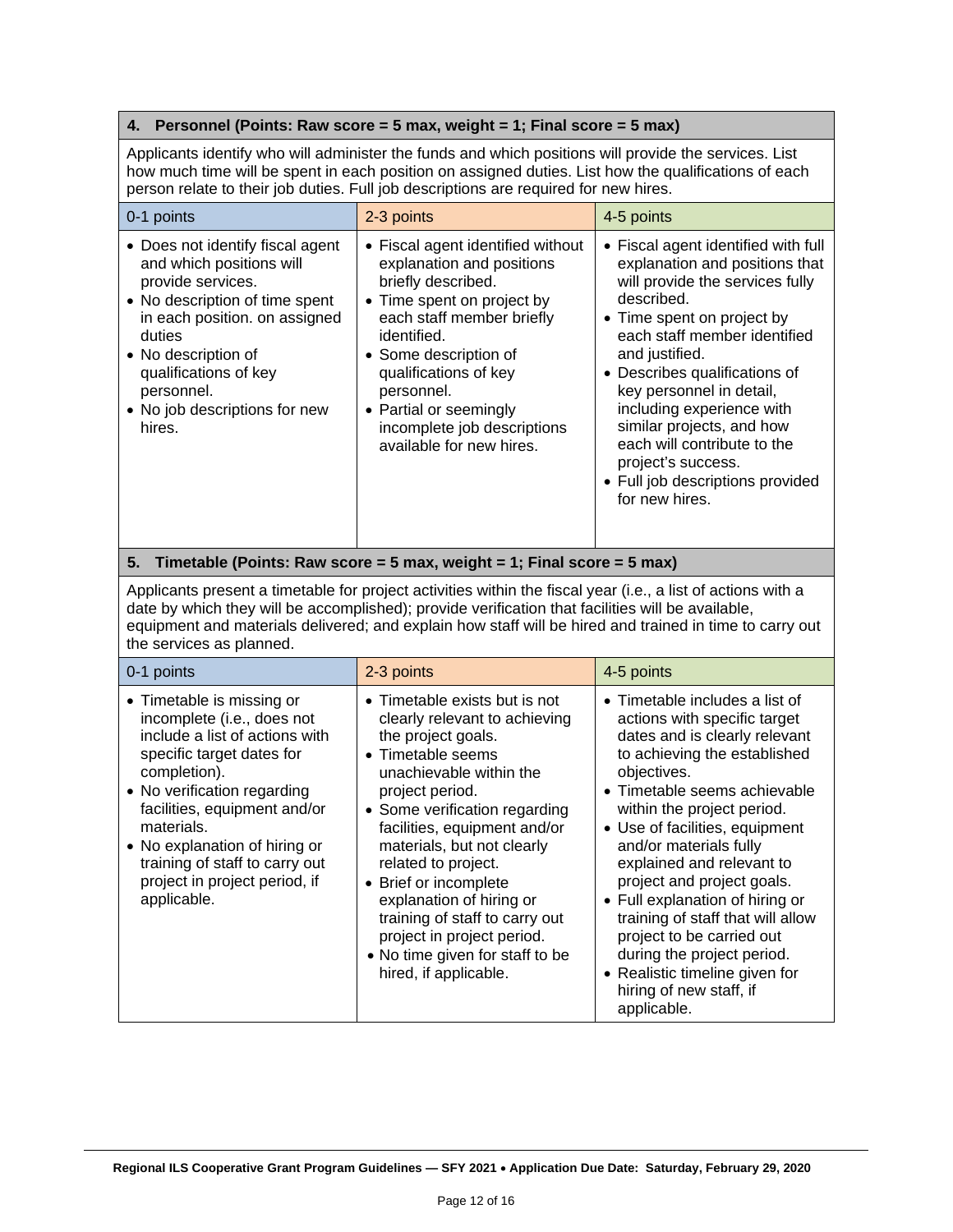### 4. Personnel (Points: Raw score = 5 max, weight = 1; Final score = 5 max)

Applicants identify who will administer the funds and which positions will provide the services. List how much time will be spent in each position on assigned duties. List how the qualifications of each person relate to their job duties. Full job descriptions are required for new hires.

| 0-1 points | 2-3 points | 4-5 points |
|---|---|---|
| • Does not identify fiscal agent and which positions will provide services.<br>• No description of time spent in each position. on assigned duties<br>• No description of qualifications of key personnel.<br>• No job descriptions for new hires. | • Fiscal agent identified without explanation and positions briefly described.<br>• Time spent on project by each staff member briefly identified.<br>• Some description of qualifications of key personnel.<br>• Partial or seemingly incomplete job descriptions available for new hires. | • Fiscal agent identified with full explanation and positions that will provide the services fully described.<br>• Time spent on project by each staff member identified and justified.<br>• Describes qualifications of key personnel in detail, including experience with similar projects, and how each will contribute to the project's success.<br>• Full job descriptions provided for new hires. |

### 5. Timetable (Points: Raw score = 5 max, weight = 1; Final score = 5 max)

Applicants present a timetable for project activities within the fiscal year (i.e., a list of actions with a date by which they will be accomplished); provide verification that facilities will be available, equipment and materials delivered; and explain how staff will be hired and trained in time to carry out the services as planned.

| 0-1 points | 2-3 points | 4-5 points |
|---|---|---|
| • Timetable is missing or incomplete (i.e., does not include a list of actions with specific target dates for completion).<br>• No verification regarding facilities, equipment and/or materials.<br>• No explanation of hiring or training of staff to carry out project in project period, if applicable. | • Timetable exists but is not clearly relevant to achieving the project goals.<br>• Timetable seems unachievable within the project period.<br>• Some verification regarding facilities, equipment and/or materials, but not clearly related to project.<br>• Brief or incomplete explanation of hiring or training of staff to carry out project in project period.<br>• No time given for staff to be hired, if applicable. | • Timetable includes a list of actions with specific target dates and is clearly relevant to achieving the established objectives.<br>• Timetable seems achievable within the project period.<br>• Use of facilities, equipment and/or materials fully explained and relevant to project and project goals.<br>• Full explanation of hiring or training of staff that will allow project to be carried out during the project period.<br>• Realistic timeline given for hiring of new staff, if applicable. |

**Regional ILS Cooperative Grant Program Guidelines — SFY 2021 • Application Due Date: Saturday, February 29, 2020**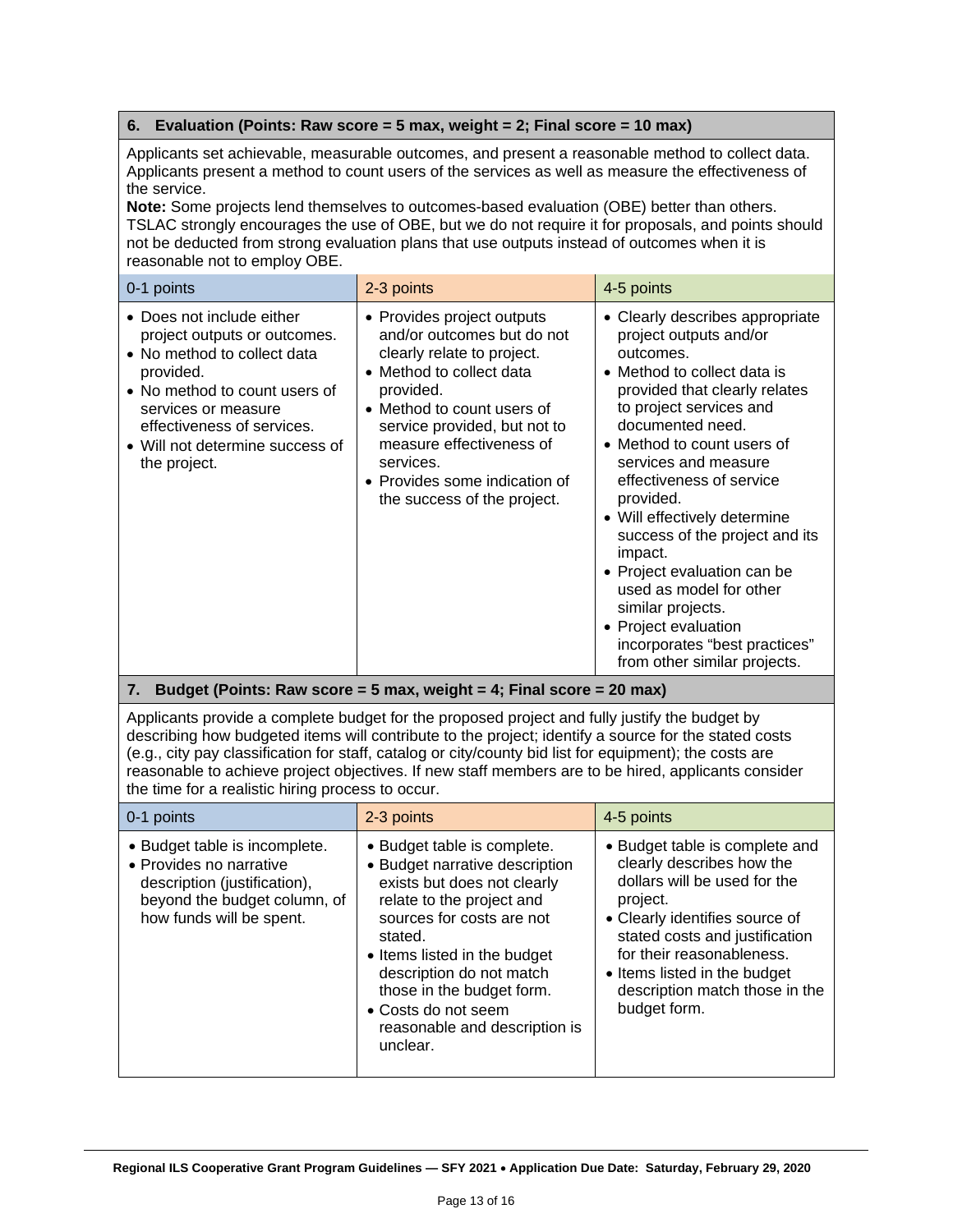### 6. Evaluation (Points: Raw score = 5 max, weight = 2; Final score = 10 max)

Applicants set achievable, measurable outcomes, and present a reasonable method to collect data. Applicants present a method to count users of the services as well as measure the effectiveness of the service.

**Note:** Some projects lend themselves to outcomes-based evaluation (OBE) better than others. TSLAC strongly encourages the use of OBE, but we do not require it for proposals, and points should not be deducted from strong evaluation plans that use outputs instead of outcomes when it is reasonable not to employ OBE.

| 0-1 points | 2-3 points | 4-5 points |
|---|---|---|
| • Does not include either project outputs or outcomes.<br>• No method to collect data provided.<br>• No method to count users of services or measure effectiveness of services.<br>• Will not determine success of the project. | • Provides project outputs and/or outcomes but do not clearly relate to project.<br>• Method to collect data provided.<br>• Method to count users of service provided, but not to measure effectiveness of services.<br>• Provides some indication of the success of the project. | • Clearly describes appropriate project outputs and/or outcomes.<br>• Method to collect data is provided that clearly relates to project services and documented need.<br>• Method to count users of services and measure effectiveness of service provided.<br>• Will effectively determine success of the project and its impact.<br>• Project evaluation can be used as model for other similar projects.<br>• Project evaluation incorporates "best practices" from other similar projects. |

### 7. Budget (Points: Raw score = 5 max, weight = 4; Final score = 20 max)

Applicants provide a complete budget for the proposed project and fully justify the budget by describing how budgeted items will contribute to the project; identify a source for the stated costs (e.g., city pay classification for staff, catalog or city/county bid list for equipment); the costs are reasonable to achieve project objectives. If new staff members are to be hired, applicants consider the time for a realistic hiring process to occur.

| 0-1 points | 2-3 points | 4-5 points |
|---|---|---|
| • Budget table is incomplete.<br>• Provides no narrative description (justification), beyond the budget column, of how funds will be spent. | • Budget table is complete.<br>• Budget narrative description exists but does not clearly relate to the project and sources for costs are not stated.<br>• Items listed in the budget description do not match those in the budget form.<br>• Costs do not seem reasonable and description is unclear. | • Budget table is complete and clearly describes how the dollars will be used for the project.<br>• Clearly identifies source of stated costs and justification for their reasonableness.<br>• Items listed in the budget description match those in the budget form. |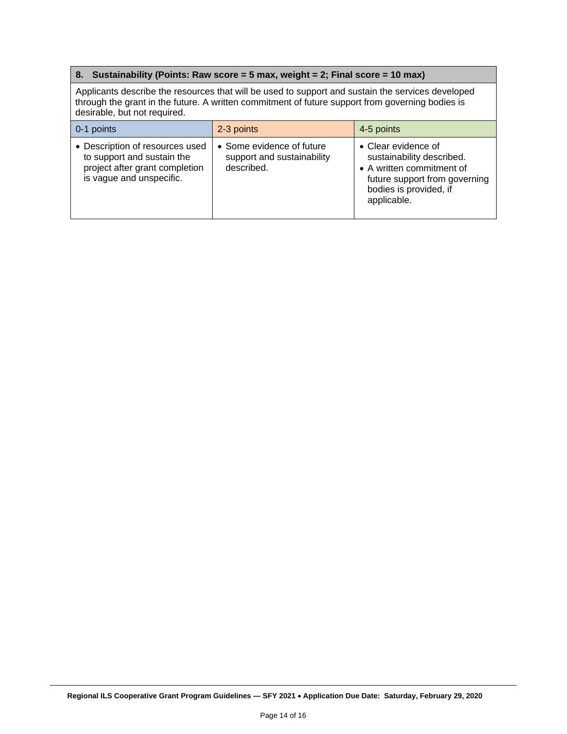| 8. Sustainability (Points: Raw score = 5 max, weight = 2; Final score = 10 max) | | |
|---|---|---|
| Applicants describe the resources that will be used to support and sustain the services developed through the grant in the future. A written commitment of future support from governing bodies is desirable, but not required. | | |
| 0-1 points | 2-3 points | 4-5 points |
| • Description of resources used to support and sustain the project after grant completion is vague and unspecific. | • Some evidence of future support and sustainability described. | • Clear evidence of sustainability described.<br>• A written commitment of future support from governing bodies is provided, if applicable. |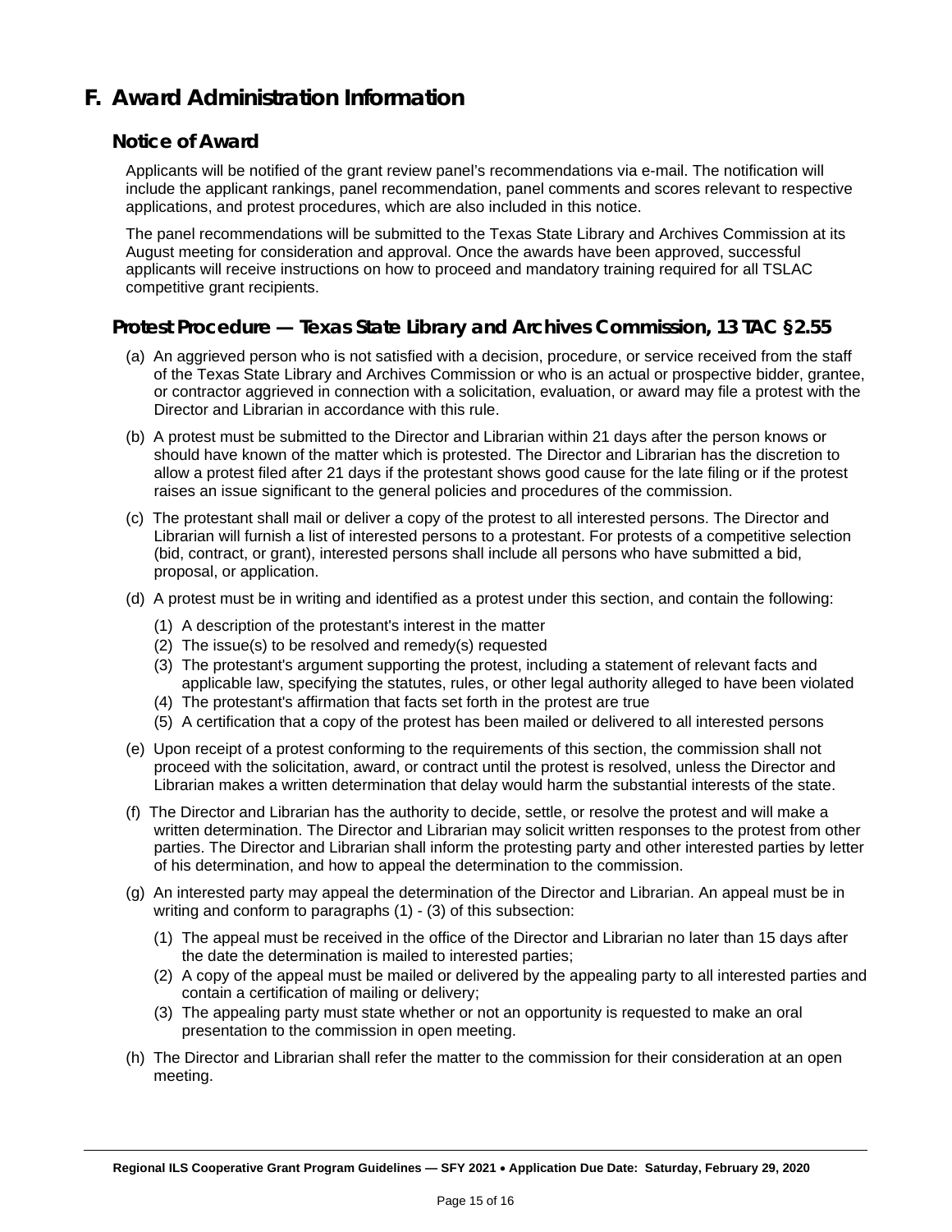# F. Award Administration Information

## Notice of Award

Applicants will be notified of the grant review panel's recommendations via e-mail. The notification will include the applicant rankings, panel recommendation, panel comments and scores relevant to respective applications, and protest procedures, which are also included in this notice.

The panel recommendations will be submitted to the Texas State Library and Archives Commission at its August meeting for consideration and approval. Once the awards have been approved, successful applicants will receive instructions on how to proceed and mandatory training required for all TSLAC competitive grant recipients.

## Protest Procedure — Texas State Library and Archives Commission, 13 TAC §2.55

(a) An aggrieved person who is not satisfied with a decision, procedure, or service received from the staff of the Texas State Library and Archives Commission or who is an actual or prospective bidder, grantee, or contractor aggrieved in connection with a solicitation, evaluation, or award may file a protest with the Director and Librarian in accordance with this rule.

(b) A protest must be submitted to the Director and Librarian within 21 days after the person knows or should have known of the matter which is protested. The Director and Librarian has the discretion to allow a protest filed after 21 days if the protestant shows good cause for the late filing or if the protest raises an issue significant to the general policies and procedures of the commission.

(c) The protestant shall mail or deliver a copy of the protest to all interested persons. The Director and Librarian will furnish a list of interested persons to a protestant. For protests of a competitive selection (bid, contract, or grant), interested persons shall include all persons who have submitted a bid, proposal, or application.

(d) A protest must be in writing and identified as a protest under this section, and contain the following:

  (1) A description of the protestant's interest in the matter
  (2) The issue(s) to be resolved and remedy(s) requested
  (3) The protestant's argument supporting the protest, including a statement of relevant facts and applicable law, specifying the statutes, rules, or other legal authority alleged to have been violated
  (4) The protestant's affirmation that facts set forth in the protest are true
  (5) A certification that a copy of the protest has been mailed or delivered to all interested persons

(e) Upon receipt of a protest conforming to the requirements of this section, the commission shall not proceed with the solicitation, award, or contract until the protest is resolved, unless the Director and Librarian makes a written determination that delay would harm the substantial interests of the state.

(f) The Director and Librarian has the authority to decide, settle, or resolve the protest and will make a written determination. The Director and Librarian may solicit written responses to the protest from other parties. The Director and Librarian shall inform the protesting party and other interested parties by letter of his determination, and how to appeal the determination to the commission.

(g) An interested party may appeal the determination of the Director and Librarian. An appeal must be in writing and conform to paragraphs (1) - (3) of this subsection:

  (1) The appeal must be received in the office of the Director and Librarian no later than 15 days after the date the determination is mailed to interested parties;
  (2) A copy of the appeal must be mailed or delivered by the appealing party to all interested parties and contain a certification of mailing or delivery;
  (3) The appealing party must state whether or not an opportunity is requested to make an oral presentation to the commission in open meeting.

(h) The Director and Librarian shall refer the matter to the commission for their consideration at an open meeting.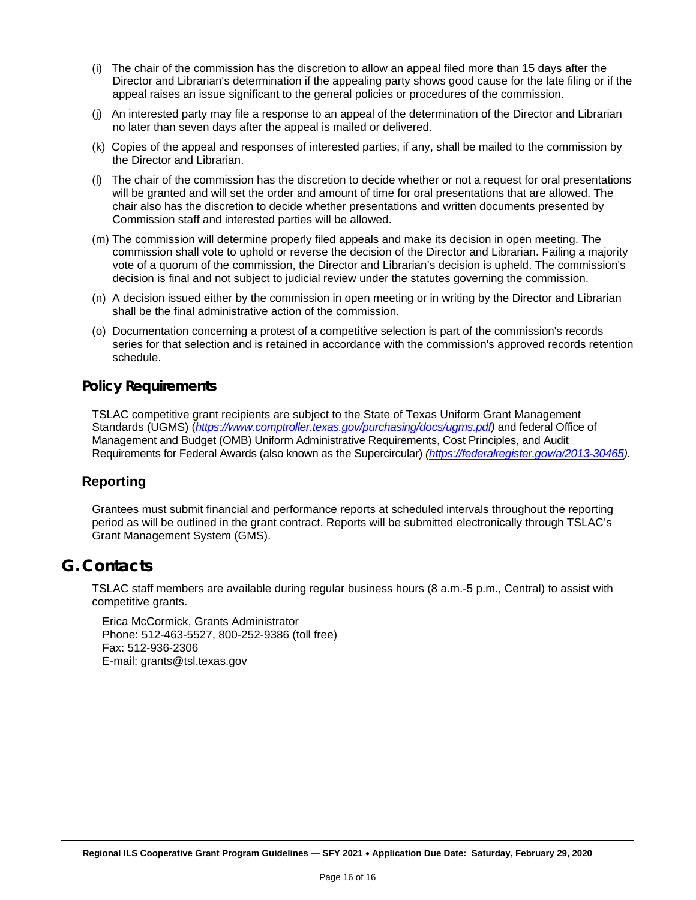(i) The chair of the commission has the discretion to allow an appeal filed more than 15 days after the Director and Librarian's determination if the appealing party shows good cause for the late filing or if the appeal raises an issue significant to the general policies or procedures of the commission.

(j) An interested party may file a response to an appeal of the determination of the Director and Librarian no later than seven days after the appeal is mailed or delivered.

(k) Copies of the appeal and responses of interested parties, if any, shall be mailed to the commission by the Director and Librarian.

(l) The chair of the commission has the discretion to decide whether or not a request for oral presentations will be granted and will set the order and amount of time for oral presentations that are allowed. The chair also has the discretion to decide whether presentations and written documents presented by Commission staff and interested parties will be allowed.

(m) The commission will determine properly filed appeals and make its decision in open meeting. The commission shall vote to uphold or reverse the decision of the Director and Librarian. Failing a majority vote of a quorum of the commission, the Director and Librarian's decision is upheld. The commission's decision is final and not subject to judicial review under the statutes governing the commission.

(n) A decision issued either by the commission in open meeting or in writing by the Director and Librarian shall be the final administrative action of the commission.

(o) Documentation concerning a protest of a competitive selection is part of the commission's records series for that selection and is retained in accordance with the commission's approved records retention schedule.

### Policy Requirements

TSLAC competitive grant recipients are subject to the State of Texas Uniform Grant Management Standards (UGMS) (*https://www.comptroller.texas.gov/purchasing/docs/ugms.pdf)* and federal Office of Management and Budget (OMB) Uniform Administrative Requirements, Cost Principles, and Audit Requirements for Federal Awards (also known as the Supercircular) *(https://federalregister.gov/a/2013-30465).*

### Reporting

Grantees must submit financial and performance reports at scheduled intervals throughout the reporting period as will be outlined in the grant contract. Reports will be submitted electronically through TSLAC's Grant Management System (GMS).

## G. Contacts

TSLAC staff members are available during regular business hours (8 a.m.-5 p.m., Central) to assist with competitive grants.

Erica McCormick, Grants Administrator
Phone: 512-463-5527, 800-252-9386 (toll free)
Fax: 512-936-2306
E-mail: grants@tsl.texas.gov